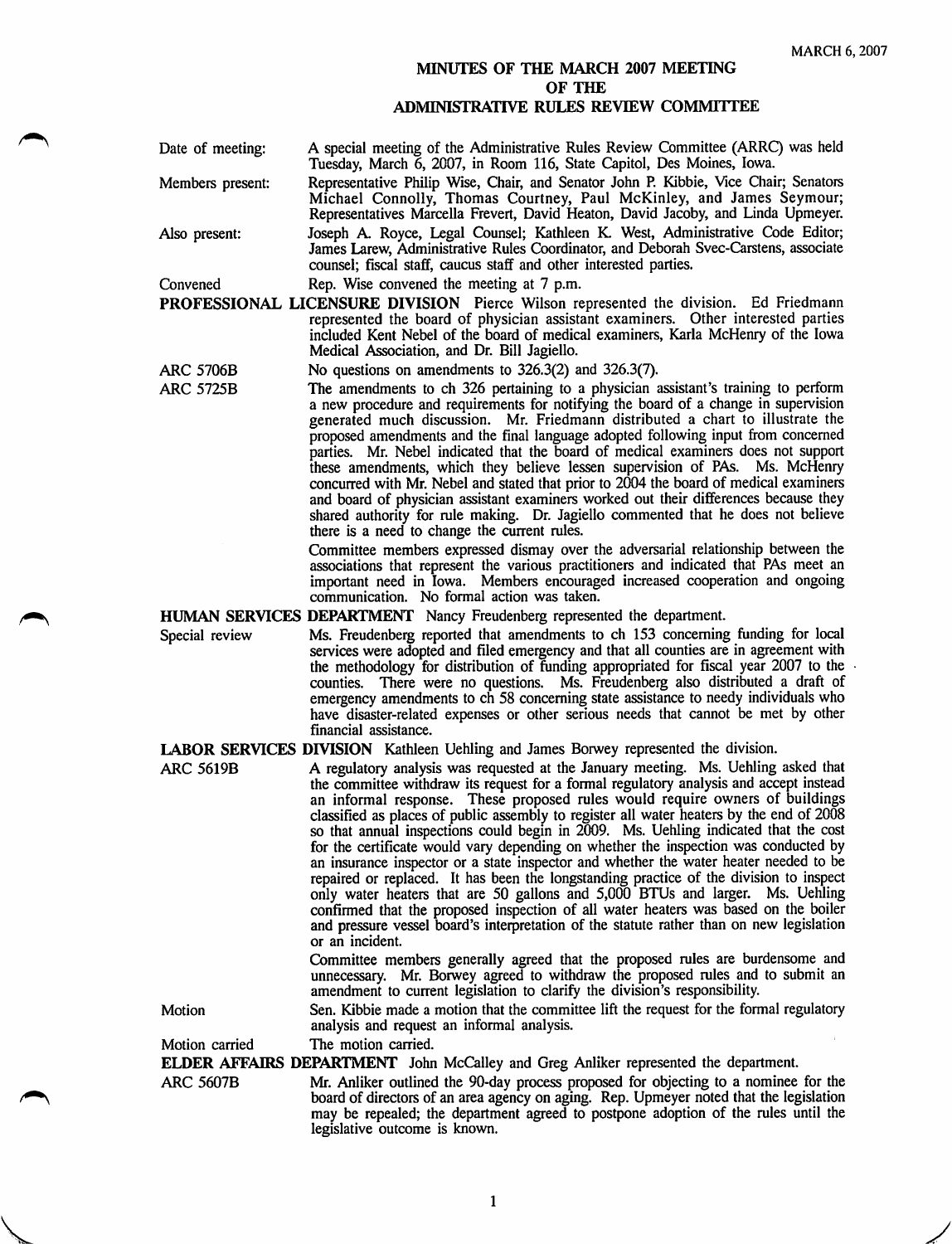MARCH 6, 2007

# MINUTES OF THE MARCH 2007 MEETING
# OF THE
# ADMINISTRATIVE RULES REVIEW COMMITTEE

**Date of meeting:** A special meeting of the Administrative Rules Review Committee (ARRC) was held Tuesday, March 6, 2007, in Room 116, State Capitol, Des Moines, Iowa.

**Members present:** Representative Philip Wise, Chair, and Senator John P. Kibbie, Vice Chair; Senators Michael Connolly, Thomas Courtney, Paul McKinley, and James Seymour; Representatives Marcella Frevert, David Heaton, David Jacoby, and Linda Upmeyer.

**Also present:** Joseph A. Royce, Legal Counsel; Kathleen K. West, Administrative Code Editor; James Larew, Administrative Rules Coordinator, and Deborah Svec-Carstens, associate counsel; fiscal staff, caucus staff and other interested parties.

**Convened** Rep. Wise convened the meeting at 7 p.m.

**PROFESSIONAL LICENSURE DIVISION** Pierce Wilson represented the division. Ed Friedmann represented the board of physician assistant examiners. Other interested parties included Kent Nebel of the board of medical examiners, Karla McHenry of the Iowa Medical Association, and Dr. Bill Jagiello.

**ARC 5706B** No questions on amendments to 326.3(2) and 326.3(7).

**ARC 5725B** The amendments to ch 326 pertaining to a physician assistant's training to perform a new procedure and requirements for notifying the board of a change in supervision generated much discussion. Mr. Friedmann distributed a chart to illustrate the proposed amendments and the final language adopted following input from concerned parties. Mr. Nebel indicated that the board of medical examiners does not support these amendments, which they believe lessen supervision of PAs. Ms. McHenry concurred with Mr. Nebel and stated that prior to 2004 the board of medical examiners and board of physician assistant examiners worked out their differences because they shared authority for rule making. Dr. Jagiello commented that he does not believe there is a need to change the current rules.

Committee members expressed dismay over the adversarial relationship between the associations that represent the various practitioners and indicated that PAs meet an important need in Iowa. Members encouraged increased cooperation and ongoing communication. No formal action was taken.

**HUMAN SERVICES DEPARTMENT** Nancy Freudenberg represented the department.

**Special review** Ms. Freudenberg reported that amendments to ch 153 concerning funding for local services were adopted and filed emergency and that all counties are in agreement with the methodology for distribution of funding appropriated for fiscal year 2007 to the counties. There were no questions. Ms. Freudenberg also distributed a draft of emergency amendments to ch 58 concerning state assistance to needy individuals who have disaster-related expenses or other serious needs that cannot be met by other financial assistance.

**LABOR SERVICES DIVISION** Kathleen Uehling and James Borwey represented the division.

**ARC 5619B** A regulatory analysis was requested at the January meeting. Ms. Uehling asked that the committee withdraw its request for a formal regulatory analysis and accept instead an informal response. These proposed rules would require owners of buildings classified as places of public assembly to register all water heaters by the end of 2008 so that annual inspections could begin in 2009. Ms. Uehling indicated that the cost for the certificate would vary depending on whether the inspection was conducted by an insurance inspector or a state inspector and whether the water heater needed to be repaired or replaced. It has been the longstanding practice of the division to inspect only water heaters that are 50 gallons and 5,000 BTUs and larger. Ms. Uehling confirmed that the proposed inspection of all water heaters was based on the boiler and pressure vessel board's interpretation of the statute rather than on new legislation or an incident.

Committee members generally agreed that the proposed rules are burdensome and unnecessary. Mr. Borwey agreed to withdraw the proposed rules and to submit an amendment to current legislation to clarify the division's responsibility.

**Motion** Sen. Kibbie made a motion that the committee lift the request for the formal regulatory analysis and request an informal analysis.

**Motion carried** The motion carried.

**ELDER AFFAIRS DEPARTMENT** John McCalley and Greg Anliker represented the department.

**ARC 5607B** Mr. Anliker outlined the 90-day process proposed for objecting to a nominee for the board of directors of an area agency on aging. Rep. Upmeyer noted that the legislation may be repealed; the department agreed to postpone adoption of the rules until the legislative outcome is known.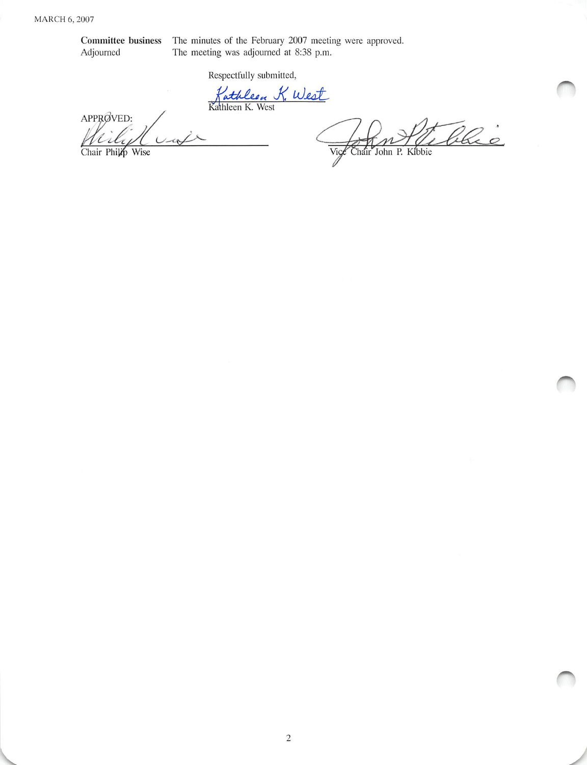| | |
|---|---|
| **Committee business** | The minutes of the February 2007 meeting were approved. |
| Adjourned | The meeting was adjourned at 8:38 p.m. |

Respectfully submitted,

Kathleen K. West

APPROVED:

Chair Philip Wise

Vice Chair John P. Kibbie